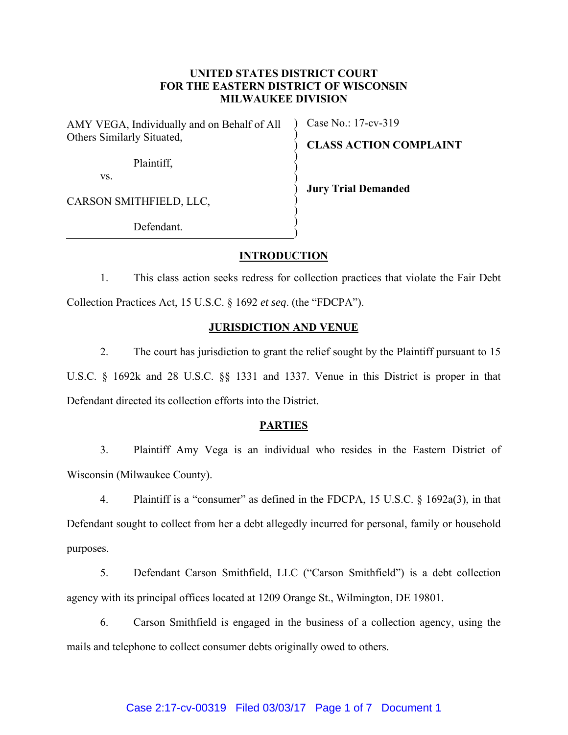**UNITED STATES DISTRICT COURT**
**FOR THE EASTERN DISTRICT OF WISCONSIN**
**MILWAUKEE DIVISION**

| | |
|---|---|
| AMY VEGA, Individually and on Behalf of All Others Similarly Situated, | Case No.: 17-cv-319 |
| Plaintiff, | **CLASS ACTION COMPLAINT** |
| vs. | |
| CARSON SMITHFIELD, LLC, | **Jury Trial Demanded** |
| Defendant. | |

## INTRODUCTION

1. This class action seeks redress for collection practices that violate the Fair Debt Collection Practices Act, 15 U.S.C. § 1692 *et seq*. (the "FDCPA").

## JURISDICTION AND VENUE

2. The court has jurisdiction to grant the relief sought by the Plaintiff pursuant to 15 U.S.C. § 1692k and 28 U.S.C. §§ 1331 and 1337. Venue in this District is proper in that Defendant directed its collection efforts into the District.

## PARTIES

3. Plaintiff Amy Vega is an individual who resides in the Eastern District of Wisconsin (Milwaukee County).

4. Plaintiff is a "consumer" as defined in the FDCPA, 15 U.S.C. § 1692a(3), in that Defendant sought to collect from her a debt allegedly incurred for personal, family or household purposes.

5. Defendant Carson Smithfield, LLC ("Carson Smithfield") is a debt collection agency with its principal offices located at 1209 Orange St., Wilmington, DE 19801.

6. Carson Smithfield is engaged in the business of a collection agency, using the mails and telephone to collect consumer debts originally owed to others.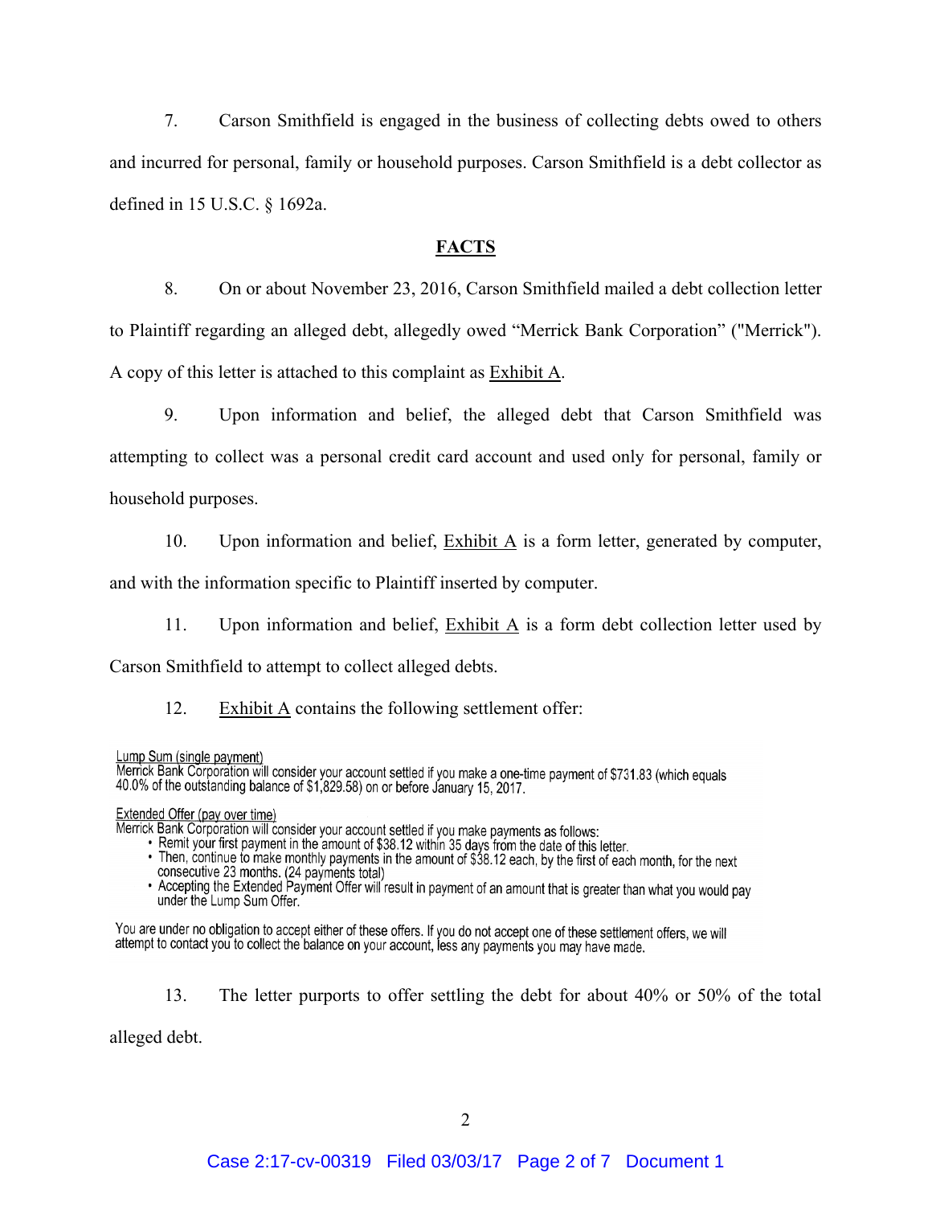7. Carson Smithfield is engaged in the business of collecting debts owed to others and incurred for personal, family or household purposes. Carson Smithfield is a debt collector as defined in 15 U.S.C. § 1692a.

## FACTS

8. On or about November 23, 2016, Carson Smithfield mailed a debt collection letter to Plaintiff regarding an alleged debt, allegedly owed "Merrick Bank Corporation" ("Merrick"). A copy of this letter is attached to this complaint as Exhibit A.

9. Upon information and belief, the alleged debt that Carson Smithfield was attempting to collect was a personal credit card account and used only for personal, family or household purposes.

10. Upon information and belief, Exhibit A is a form letter, generated by computer, and with the information specific to Plaintiff inserted by computer.

11. Upon information and belief, Exhibit A is a form debt collection letter used by Carson Smithfield to attempt to collect alleged debts.

12. Exhibit A contains the following settlement offer:

> Lump Sum (single payment)
> Merrick Bank Corporation will consider your account settled if you make a one-time payment of $731.83 (which equals 40.0% of the outstanding balance of $1,829.58) on or before January 15, 2017.
>
> Extended Offer (pay over time)
> Merrick Bank Corporation will consider your account settled if you make payments as follows:
> - Remit your first payment in the amount of $38.12 within 35 days from the date of this letter.
> - Then, continue to make monthly payments in the amount of $38.12 each, by the first of each month, for the next consecutive 23 months. (24 payments total)
> - Accepting the Extended Payment Offer will result in payment of an amount that is greater than what you would pay under the Lump Sum Offer.
>
> You are under no obligation to accept either of these offers. If you do not accept one of these settlement offers, we will attempt to contact you to collect the balance on your account, less any payments you may have made.

13. The letter purports to offer settling the debt for about 40% or 50% of the total alleged debt.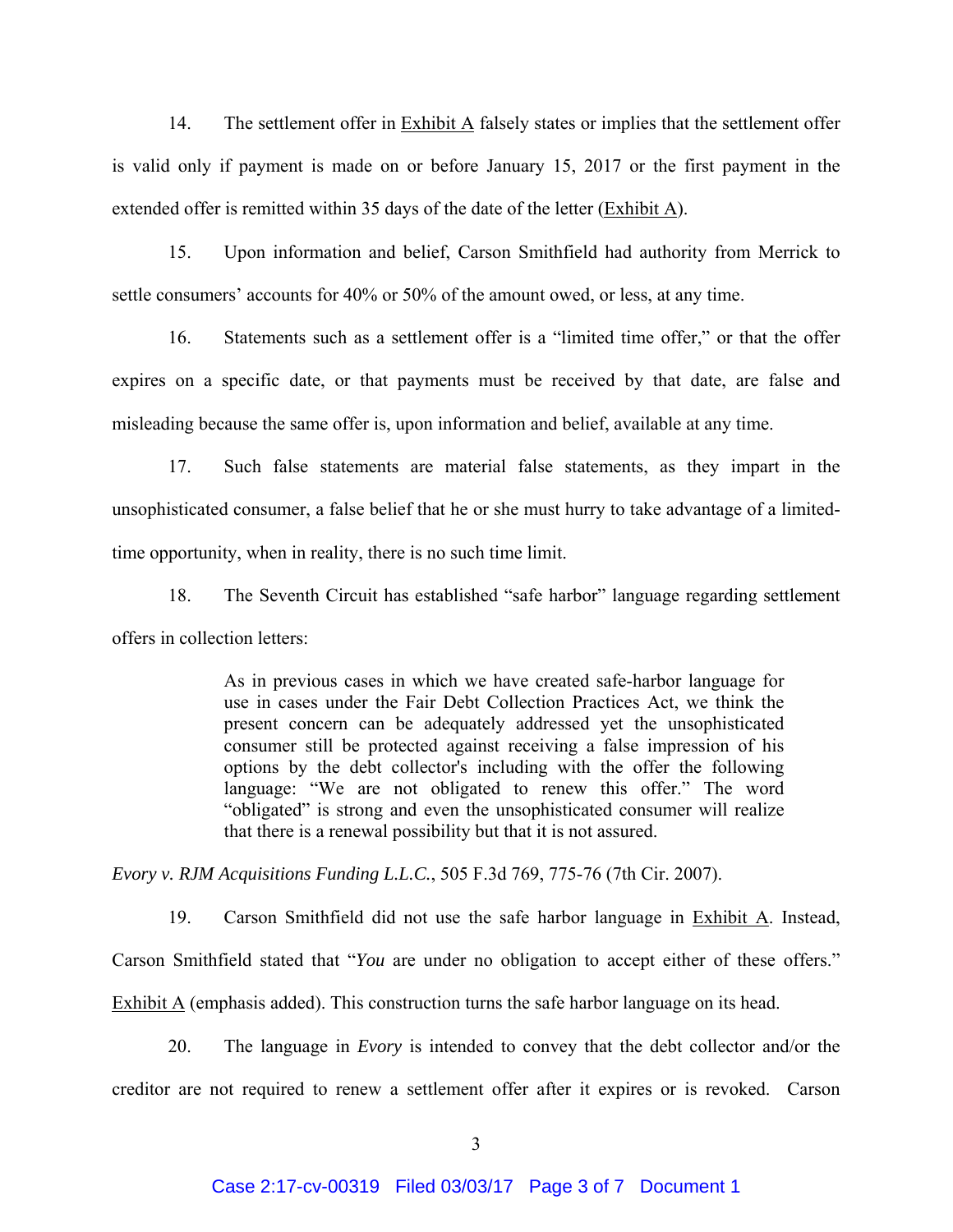14. The settlement offer in Exhibit A falsely states or implies that the settlement offer is valid only if payment is made on or before January 15, 2017 or the first payment in the extended offer is remitted within 35 days of the date of the letter (Exhibit A).

15. Upon information and belief, Carson Smithfield had authority from Merrick to settle consumers' accounts for 40% or 50% of the amount owed, or less, at any time.

16. Statements such as a settlement offer is a "limited time offer," or that the offer expires on a specific date, or that payments must be received by that date, are false and misleading because the same offer is, upon information and belief, available at any time.

17. Such false statements are material false statements, as they impart in the unsophisticated consumer, a false belief that he or she must hurry to take advantage of a limited-time opportunity, when in reality, there is no such time limit.

18. The Seventh Circuit has established "safe harbor" language regarding settlement offers in collection letters:

> As in previous cases in which we have created safe-harbor language for use in cases under the Fair Debt Collection Practices Act, we think the present concern can be adequately addressed yet the unsophisticated consumer still be protected against receiving a false impression of his options by the debt collector's including with the offer the following language: "We are not obligated to renew this offer." The word "obligated" is strong and even the unsophisticated consumer will realize that there is a renewal possibility but that it is not assured.

*Evory v. RJM Acquisitions Funding L.L.C.*, 505 F.3d 769, 775-76 (7th Cir. 2007).

19. Carson Smithfield did not use the safe harbor language in Exhibit A. Instead, Carson Smithfield stated that "*You* are under no obligation to accept either of these offers." Exhibit A (emphasis added). This construction turns the safe harbor language on its head.

20. The language in *Evory* is intended to convey that the debt collector and/or the creditor are not required to renew a settlement offer after it expires or is revoked. Carson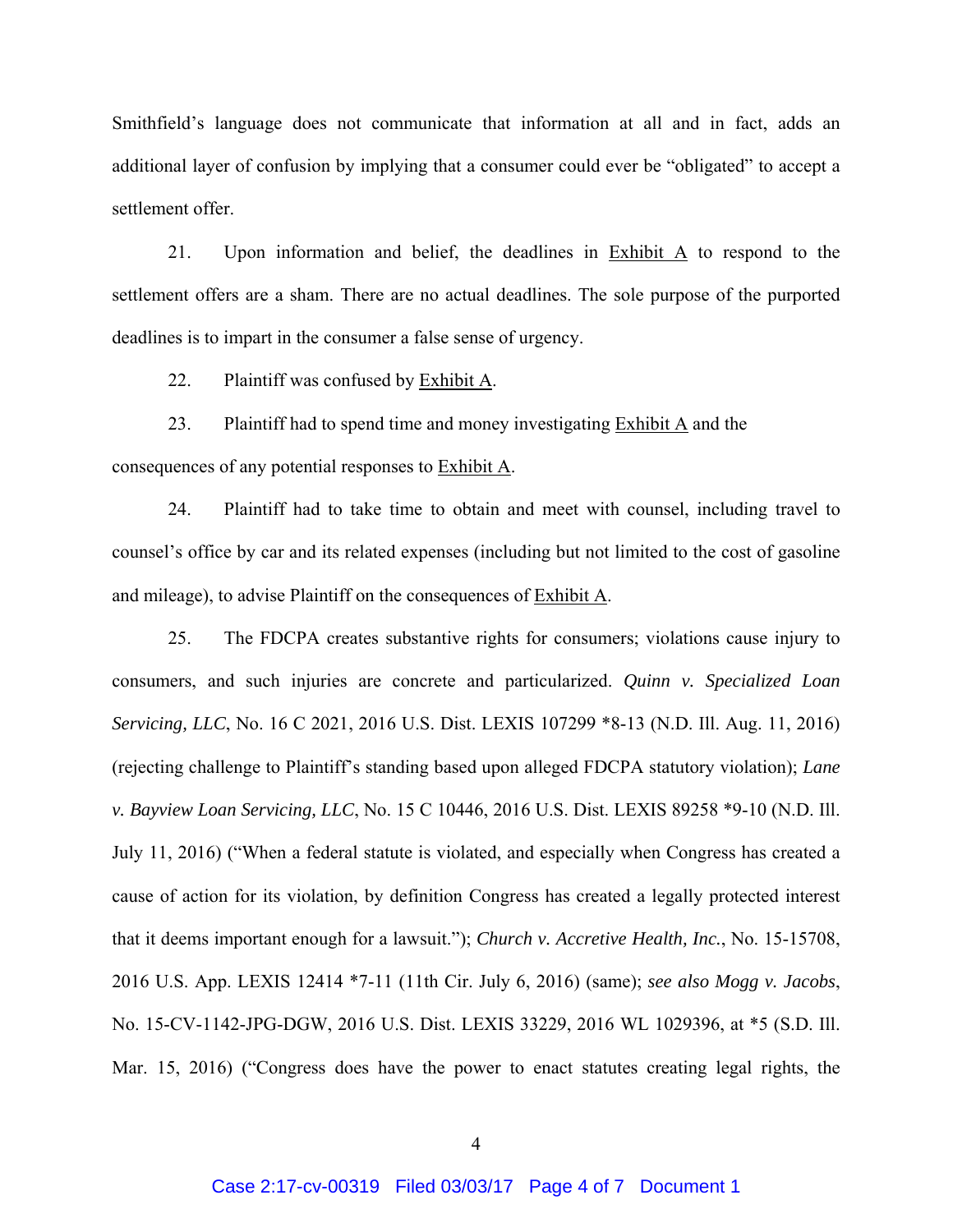Smithfield's language does not communicate that information at all and in fact, adds an additional layer of confusion by implying that a consumer could ever be "obligated" to accept a settlement offer.

21. Upon information and belief, the deadlines in Exhibit A to respond to the settlement offers are a sham. There are no actual deadlines. The sole purpose of the purported deadlines is to impart in the consumer a false sense of urgency.

22. Plaintiff was confused by Exhibit A.

23. Plaintiff had to spend time and money investigating Exhibit A and the consequences of any potential responses to Exhibit A.

24. Plaintiff had to take time to obtain and meet with counsel, including travel to counsel's office by car and its related expenses (including but not limited to the cost of gasoline and mileage), to advise Plaintiff on the consequences of Exhibit A.

25. The FDCPA creates substantive rights for consumers; violations cause injury to consumers, and such injuries are concrete and particularized. *Quinn v. Specialized Loan Servicing, LLC*, No. 16 C 2021, 2016 U.S. Dist. LEXIS 107299 *8-13 (N.D. Ill. Aug. 11, 2016) (rejecting challenge to Plaintiff's standing based upon alleged FDCPA statutory violation); *Lane v. Bayview Loan Servicing, LLC*, No. 15 C 10446, 2016 U.S. Dist. LEXIS 89258 *9-10 (N.D. Ill. July 11, 2016) ("When a federal statute is violated, and especially when Congress has created a cause of action for its violation, by definition Congress has created a legally protected interest that it deems important enough for a lawsuit."); *Church v. Accretive Health, Inc.*, No. 15-15708, 2016 U.S. App. LEXIS 12414 *7-11 (11th Cir. July 6, 2016) (same); *see also Mogg v. Jacobs*, No. 15-CV-1142-JPG-DGW, 2016 U.S. Dist. LEXIS 33229, 2016 WL 1029396, at *5 (S.D. Ill. Mar. 15, 2016) ("Congress does have the power to enact statutes creating legal rights, the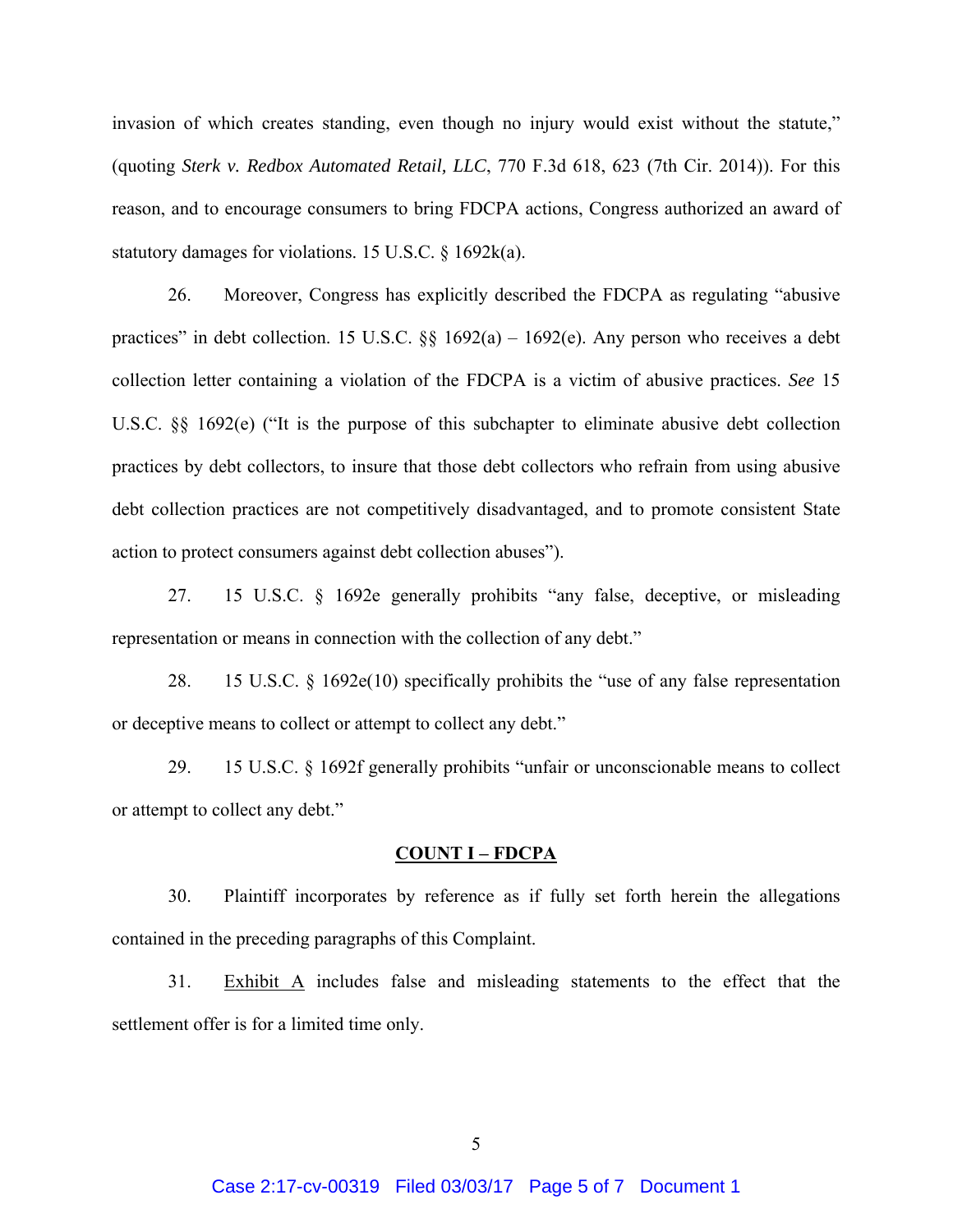invasion of which creates standing, even though no injury would exist without the statute," (quoting *Sterk v. Redbox Automated Retail, LLC*, 770 F.3d 618, 623 (7th Cir. 2014)). For this reason, and to encourage consumers to bring FDCPA actions, Congress authorized an award of statutory damages for violations. 15 U.S.C. § 1692k(a).

26. Moreover, Congress has explicitly described the FDCPA as regulating "abusive practices" in debt collection. 15 U.S.C. §§ 1692(a) – 1692(e). Any person who receives a debt collection letter containing a violation of the FDCPA is a victim of abusive practices. *See* 15 U.S.C. §§ 1692(e) ("It is the purpose of this subchapter to eliminate abusive debt collection practices by debt collectors, to insure that those debt collectors who refrain from using abusive debt collection practices are not competitively disadvantaged, and to promote consistent State action to protect consumers against debt collection abuses").

27. 15 U.S.C. § 1692e generally prohibits "any false, deceptive, or misleading representation or means in connection with the collection of any debt."

28. 15 U.S.C. § 1692e(10) specifically prohibits the "use of any false representation or deceptive means to collect or attempt to collect any debt."

29. 15 U.S.C. § 1692f generally prohibits "unfair or unconscionable means to collect or attempt to collect any debt."

**COUNT I – FDCPA**

30. Plaintiff incorporates by reference as if fully set forth herein the allegations contained in the preceding paragraphs of this Complaint.

31. Exhibit A includes false and misleading statements to the effect that the settlement offer is for a limited time only.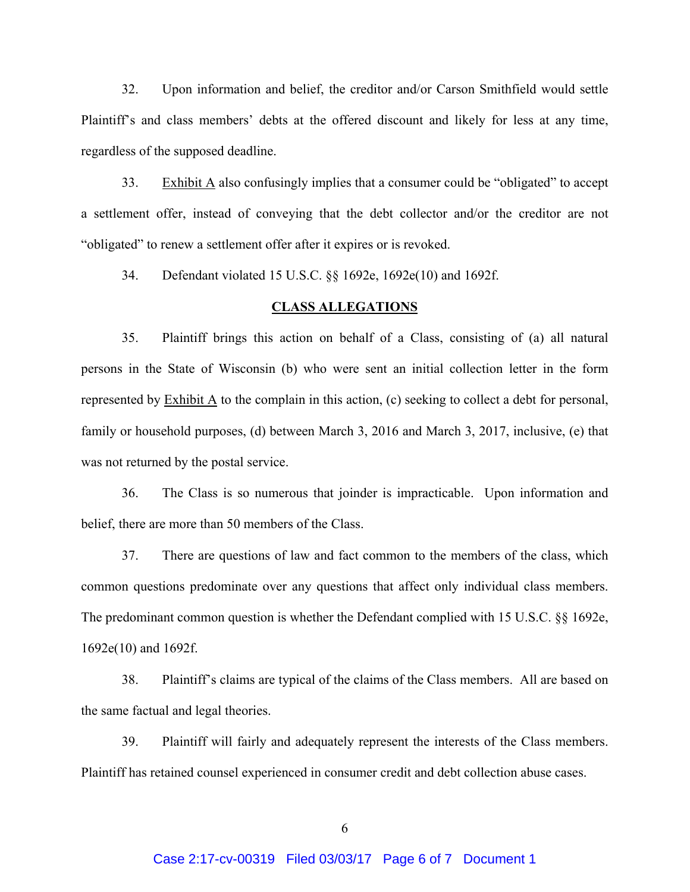32. Upon information and belief, the creditor and/or Carson Smithfield would settle Plaintiff's and class members' debts at the offered discount and likely for less at any time, regardless of the supposed deadline.

33. Exhibit A also confusingly implies that a consumer could be "obligated" to accept a settlement offer, instead of conveying that the debt collector and/or the creditor are not "obligated" to renew a settlement offer after it expires or is revoked.

34. Defendant violated 15 U.S.C. §§ 1692e, 1692e(10) and 1692f.

## CLASS ALLEGATIONS

35. Plaintiff brings this action on behalf of a Class, consisting of (a) all natural persons in the State of Wisconsin (b) who were sent an initial collection letter in the form represented by Exhibit A to the complain in this action, (c) seeking to collect a debt for personal, family or household purposes, (d) between March 3, 2016 and March 3, 2017, inclusive, (e) that was not returned by the postal service.

36. The Class is so numerous that joinder is impracticable. Upon information and belief, there are more than 50 members of the Class.

37. There are questions of law and fact common to the members of the class, which common questions predominate over any questions that affect only individual class members. The predominant common question is whether the Defendant complied with 15 U.S.C. §§ 1692e, 1692e(10) and 1692f.

38. Plaintiff's claims are typical of the claims of the Class members. All are based on the same factual and legal theories.

39. Plaintiff will fairly and adequately represent the interests of the Class members. Plaintiff has retained counsel experienced in consumer credit and debt collection abuse cases.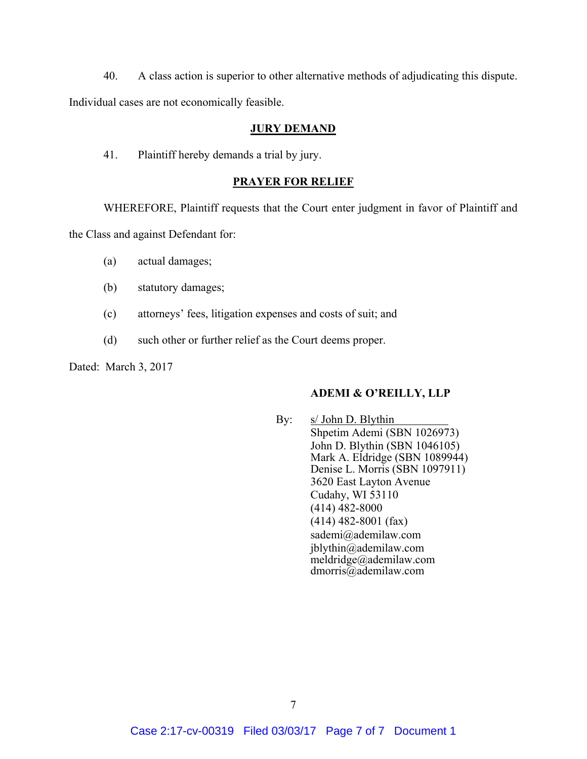40. A class action is superior to other alternative methods of adjudicating this dispute. Individual cases are not economically feasible.

## JURY DEMAND

41. Plaintiff hereby demands a trial by jury.

## PRAYER FOR RELIEF

WHEREFORE, Plaintiff requests that the Court enter judgment in favor of Plaintiff and the Class and against Defendant for:

(a) actual damages;

(b) statutory damages;

(c) attorneys' fees, litigation expenses and costs of suit; and

(d) such other or further relief as the Court deems proper.

Dated: March 3, 2017

**ADEMI & O'REILLY, LLP**

By: s/ John D. Blythin
Shpetim Ademi (SBN 1026973)
John D. Blythin (SBN 1046105)
Mark A. Eldridge (SBN 1089944)
Denise L. Morris (SBN 1097911)
3620 East Layton Avenue
Cudahy, WI 53110
(414) 482-8000
(414) 482-8001 (fax)
sademi@ademilaw.com
jblythin@ademilaw.com
meldridge@ademilaw.com
dmorris@ademilaw.com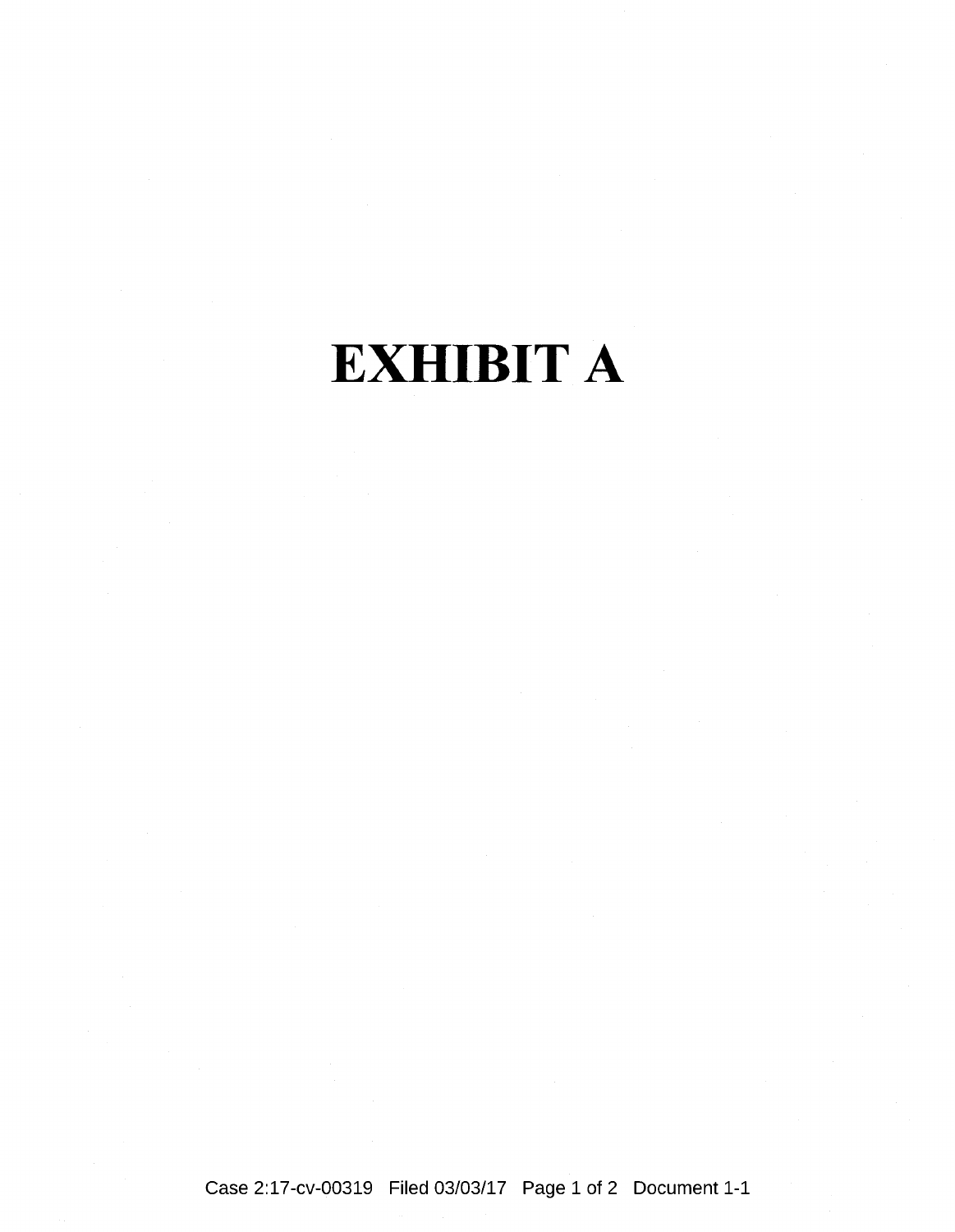# EXHIBIT A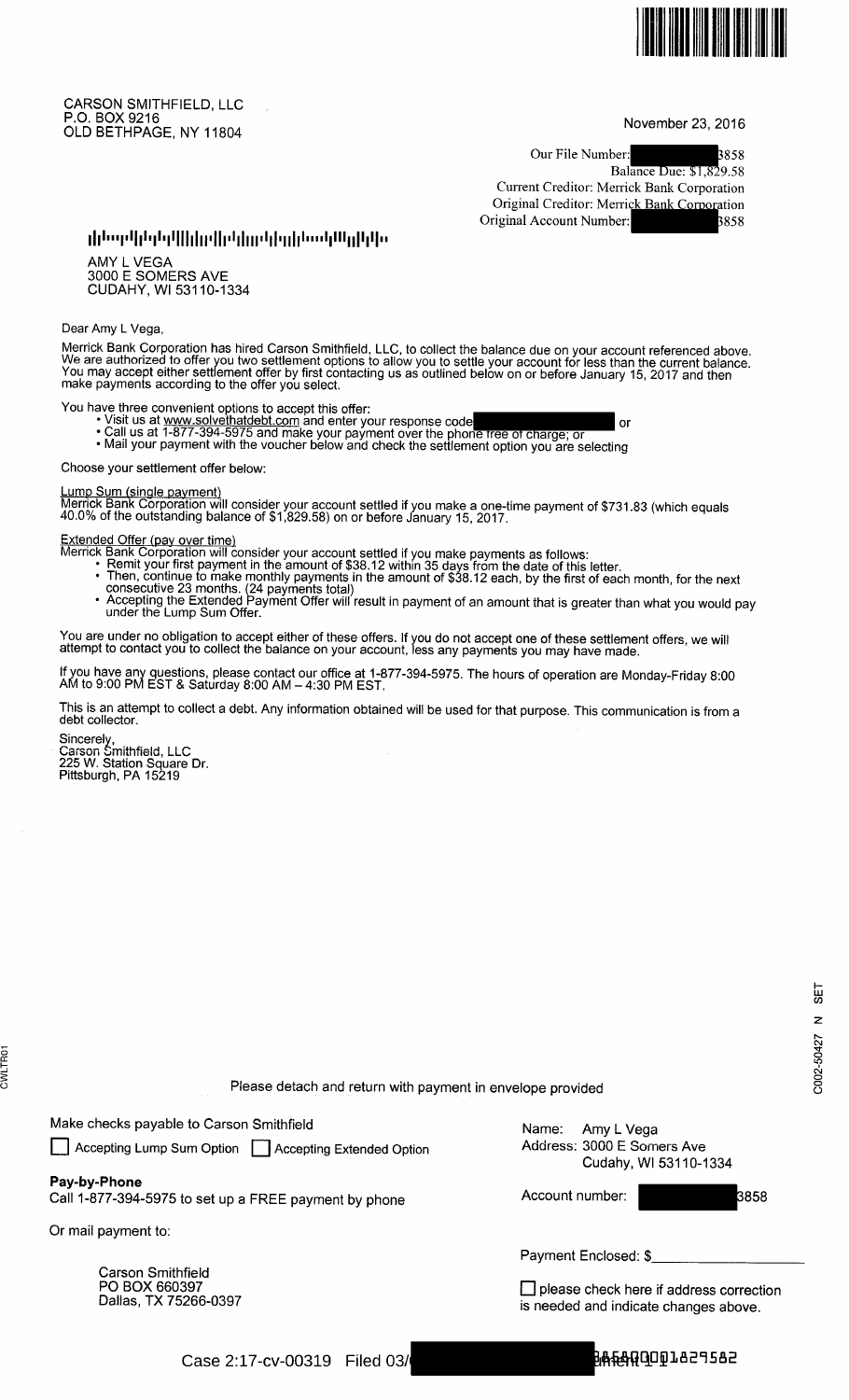CARSON SMITHFIELD, LLC
P.O. BOX 9216
OLD BETHPAGE, NY 11804

November 23, 2016

Our File Number: [REDACTED]3858
Balance Due: $1,829.58
Current Creditor: Merrick Bank Corporation
Original Creditor: Merrick Bank Corporation
Original Account Number: [REDACTED]3858

AMY L VEGA
3000 E SOMERS AVE
CUDAHY, WI 53110-1334

Dear Amy L Vega,

Merrick Bank Corporation has hired Carson Smithfield, LLC, to collect the balance due on your account referenced above. We are authorized to offer you two settlement options to allow you to settle your account for less than the current balance. You may accept either settlement offer by first contacting us as outlined below on or before January 15, 2017 and then make payments according to the offer you select.

You have three convenient options to accept this offer:

- Visit us at www.solvethatdebt.com and enter your response code [REDACTED] or
- Call us at 1-877-394-5975 and make your payment over the phone free of charge; or
- Mail your payment with the voucher below and check the settlement option you are selecting

Choose your settlement offer below:

Lump Sum (single payment)
Merrick Bank Corporation will consider your account settled if you make a one-time payment of $731.83 (which equals 40.0% of the outstanding balance of $1,829.58) on or before January 15, 2017.

Extended Offer (pay over time)
Merrick Bank Corporation will consider your account settled if you make payments as follows:

- Remit your first payment in the amount of $38.12 within 35 days from the date of this letter.
- Then, continue to make monthly payments in the amount of $38.12 each, by the first of each month, for the next consecutive 23 months. (24 payments total)
- Accepting the Extended Payment Offer will result in payment of an amount that is greater than what you would pay under the Lump Sum Offer.

You are under no obligation to accept either of these offers. If you do not accept one of these settlement offers, we will attempt to contact you to collect the balance on your account, less any payments you may have made.

If you have any questions, please contact our office at 1-877-394-5975. The hours of operation are Monday-Friday 8:00 AM to 9:00 PM EST & Saturday 8:00 AM – 4:30 PM EST.

This is an attempt to collect a debt. Any information obtained will be used for that purpose. This communication is from a debt collector.

Sincerely,
Carson Smithfield, LLC
225 W. Station Square Dr.
Pittsburgh, PA 15219

CWLTR01

C002-50427 N SET

Please detach and return with payment in envelope provided

Make checks payable to Carson Smithfield

☐ Accepting Lump Sum Option ☐ Accepting Extended Option

**Pay-by-Phone**
Call 1-877-394-5975 to set up a FREE payment by phone

Or mail payment to:

Carson Smithfield
PO BOX 660397
Dallas, TX 75266-0397

Name: Amy L Vega
Address: 3000 E Somers Ave
Cudahy, WI 53110-1334

Account number: [REDACTED]3858

Payment Enclosed: $\_\_\_\_\_\_\_\_\_\_\_\_\_\_\_\_

☐ please check here if address correction is needed and indicate changes above.

Case 2:17-cv-00319 Filed 03/[REDACTED] 3858000001829582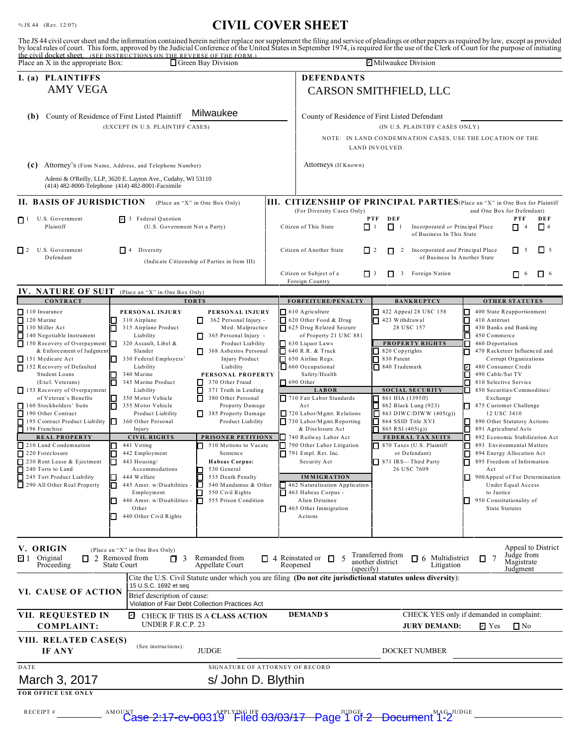JS 44 (Rev. 12/07)

# CIVIL COVER SHEET

The JS 44 civil cover sheet and the information contained herein neither replace nor supplement the filing and service of pleadings or other papers as required by law, except as provided by local rules of court. This form, approved by the Judicial Conference of the United States in September 1974, is required for the use of the Clerk of Court for the purpose of initiating the civil docket sheet. (SEE INSTRUCTIONS ON THE REVERSE OF THE FORM.)

Place an X in the appropriate Box: ☐ Green Bay Division ☑ Milwaukee Division

## I. (a) PLAINTIFFS

AMY VEGA

**(b)** County of Residence of First Listed Plaintiff: Milwaukee
(EXCEPT IN U.S. PLAINTIFF CASES)

**(c)** Attorney's (Firm Name, Address, and Telephone Number)

Ademi & O'Reilly, LLP, 3620 E. Layton Ave., Cudahy, WI 53110
(414) 482-8000-Telephone (414) 482-8001-Facsimile

## DEFENDANTS

CARSON SMITHFIELD, LLC

County of Residence of First Listed Defendant
(IN U.S. PLAINTIFF CASES ONLY)

NOTE: IN LAND CONDEMNATION CASES, USE THE LOCATION OF THE LAND INVOLVED.

Attorneys (If Known)

## II. BASIS OF JURISDICTION (Place an "X" in One Box Only)

- ☐ 1 U.S. Government Plaintiff
- ☑ 3 Federal Question (U.S. Government Not a Party)
- ☐ 2 U.S. Government Defendant
- ☐ 4 Diversity (Indicate Citizenship of Parties in Item III)

## III. CITIZENSHIP OF PRINCIPAL PARTIES (Place an "X" in One Box for Plaintiff and One Box for Defendant)

(For Diversity Cases Only)

| | PTF | DEF | | PTF | DEF |
|---|---|---|---|---|---|
| Citizen of This State | ☐ 1 | ☐ 1 | Incorporated *or* Principal Place of Business In This State | ☐ 4 | ☐ 4 |
| Citizen of Another State | ☐ 2 | ☐ 2 | Incorporated *and* Principal Place of Business In Another State | ☐ 5 | ☐ 5 |
| Citizen or Subject of a Foreign Country | ☐ 3 | ☐ 3 | Foreign Nation | ☐ 6 | ☐ 6 |

## IV. NATURE OF SUIT (Place an "X" in One Box Only)

**CONTRACT**
- ☐ 110 Insurance
- ☐ 120 Marine
- ☐ 130 Miller Act
- ☐ 140 Negotiable Instrument
- ☐ 150 Recovery of Overpayment & Enforcement of Judgment
- ☐ 151 Medicare Act
- ☐ 152 Recovery of Defaulted Student Loans (Excl. Veterans)
- ☐ 153 Recovery of Overpayment of Veteran's Benefits
- ☐ 160 Stockholders' Suits
- ☐ 190 Other Contract
- ☐ 195 Contract Product Liability
- ☐ 196 Franchise

**REAL PROPERTY**
- ☐ 210 Land Condemnation
- ☐ 220 Foreclosure
- ☐ 230 Rent Lease & Ejectment
- ☐ 240 Torts to Land
- ☐ 245 Tort Product Liability
- ☐ 290 All Other Real Property

**TORTS — PERSONAL INJURY**
- ☐ 310 Airplane
- ☐ 315 Airplane Product Liability
- ☐ 320 Assault, Libel & Slander
- ☐ 330 Federal Employers' Liability
- ☐ 340 Marine
- ☐ 345 Marine Product Liability
- ☐ 350 Motor Vehicle
- ☐ 355 Motor Vehicle Product Liability
- ☐ 360 Other Personal Injury

**PERSONAL INJURY**
- ☐ 362 Personal Injury - Med. Malpractice
- ☐ 365 Personal Injury - Product Liability
- ☐ 368 Asbestos Personal Injury Product Liability

**PERSONAL PROPERTY**
- ☐ 370 Other Fraud
- ☐ 371 Truth in Lending
- ☐ 380 Other Personal Property Damage
- ☐ 385 Property Damage Product Liability

**CIVIL RIGHTS**
- ☐ 441 Voting
- ☐ 442 Employment
- ☐ 443 Housing/ Accommodations
- ☐ 444 Welfare
- ☐ 445 Amer. w/Disabilities - Employment
- ☐ 446 Amer. w/Disabilities - Other
- ☐ 440 Other Civil Rights

**PRISONER PETITIONS**
- ☐ 510 Motions to Vacate Sentence
- Habeas Corpus:
- ☐ 530 General
- ☐ 535 Death Penalty
- ☐ 540 Mandamus & Other
- ☐ 550 Civil Rights
- ☐ 555 Prison Condition

**FORFEITURE/PENALTY**
- ☐ 610 Agriculture
- ☐ 620 Other Food & Drug
- ☐ 625 Drug Related Seizure of Property 21 USC 881
- ☐ 630 Liquor Laws
- ☐ 640 R.R. & Truck
- ☐ 650 Airline Regs.
- ☐ 660 Occupational Safety/Health
- ☐ 690 Other

**LABOR**
- ☐ 710 Fair Labor Standards Act
- ☐ 720 Labor/Mgmt. Relations
- ☐ 730 Labor/Mgmt.Reporting & Disclosure Act
- ☐ 740 Railway Labor Act
- ☐ 790 Other Labor Litigation
- ☐ 791 Empl. Ret. Inc. Security Act

**IMMIGRATION**
- ☐ 462 Naturalization Application
- ☐ 463 Habeas Corpus - Alien Detainee
- ☐ 465 Other Immigration Actions

**BANKRUPTCY**
- ☐ 422 Appeal 28 USC 158
- ☐ 423 Withdrawal 28 USC 157

**PROPERTY RIGHTS**
- ☐ 820 Copyrights
- ☐ 830 Patent
- ☐ 840 Trademark

**SOCIAL SECURITY**
- ☐ 861 HIA (1395ff)
- ☐ 862 Black Lung (923)
- ☐ 863 DIWC/DIWW (405(g))
- ☐ 864 SSID Title XVI
- ☐ 865 RSI (405(g))

**FEDERAL TAX SUITS**
- ☐ 870 Taxes (U.S. Plaintiff or Defendant)
- ☐ 871 IRS—Third Party 26 USC 7609

**OTHER STATUTES**
- ☐ 400 State Reapportionment
- ☐ 410 Antitrust
- ☐ 430 Banks and Banking
- ☐ 450 Commerce
- ☐ 460 Deportation
- ☐ 470 Racketeer Influenced and Corrupt Organizations
- ☑ 480 Consumer Credit
- ☐ 490 Cable/Sat TV
- ☐ 810 Selective Service
- ☐ 850 Securities/Commodities/ Exchange
- ☐ 875 Customer Challenge 12 USC 3410
- ☐ 890 Other Statutory Actions
- ☐ 891 Agricultural Acts
- ☐ 892 Economic Stabilization Act
- ☐ 893 Environmental Matters
- ☐ 894 Energy Allocation Act
- ☐ 895 Freedom of Information Act
- ☐ 900Appeal of Fee Determination Under Equal Access to Justice
- ☐ 950 Constitutionality of State Statutes

## V. ORIGIN (Place an "X" in One Box Only)

☑ 1 Original Proceeding ☐ 2 Removed from State Court ☐ 3 Remanded from Appellate Court ☐ 4 Reinstated or Reopened ☐ 5 Transferred from another district (specify) ☐ 6 Multidistrict Litigation ☐ 7 Appeal to District Judge from Magistrate Judgment

## VI. CAUSE OF ACTION

Cite the U.S. Civil Statute under which you are filing (**Do not cite jurisdictional statutes unless diversity**):
15 U.S.C. 1692 et seq

Brief description of cause:
Violation of Fair Debt Collection Practices Act

## VII. REQUESTED IN COMPLAINT:

☑ CHECK IF THIS IS A **CLASS ACTION** UNDER F.R.C.P. 23

**DEMAND $**

CHECK YES only if demanded in complaint:
**JURY DEMAND:** ☑ Yes ☐ No

## VIII. RELATED CASE(S) IF ANY

(See instructions): JUDGE DOCKET NUMBER

DATE: March 3, 2017

SIGNATURE OF ATTORNEY OF RECORD: s/ John D. Blythin

**FOR OFFICE USE ONLY**

RECEIPT # AMOUNT APPLYING IFP JUDGE MAG. JUDGE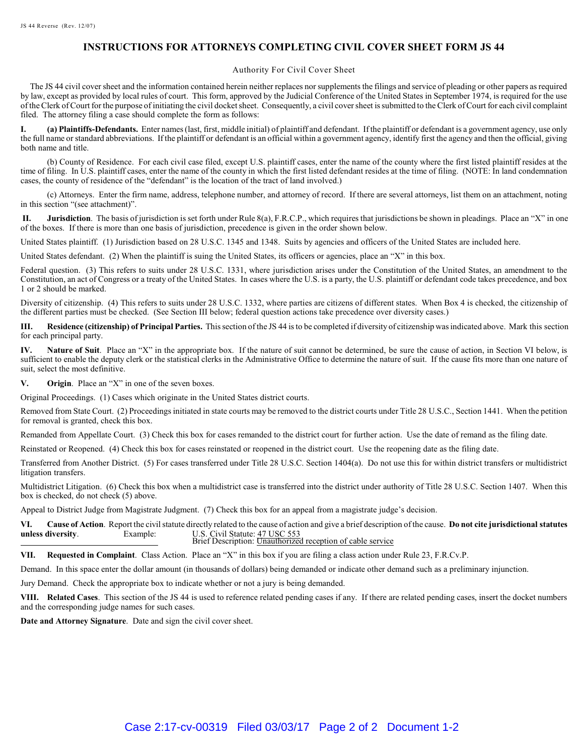JS 44 Reverse (Rev. 12/07)

# INSTRUCTIONS FOR ATTORNEYS COMPLETING CIVIL COVER SHEET FORM JS 44

Authority For Civil Cover Sheet

The JS 44 civil cover sheet and the information contained herein neither replaces nor supplements the filings and service of pleading or other papers as required by law, except as provided by local rules of court. This form, approved by the Judicial Conference of the United States in September 1974, is required for the use of the Clerk of Court for the purpose of initiating the civil docket sheet. Consequently, a civil cover sheet is submitted to the Clerk of Court for each civil complaint filed. The attorney filing a case should complete the form as follows:

**I. (a) Plaintiffs-Defendants.** Enter names (last, first, middle initial) of plaintiff and defendant. If the plaintiff or defendant is a government agency, use only the full name or standard abbreviations. If the plaintiff or defendant is an official within a government agency, identify first the agency and then the official, giving both name and title.

(b) County of Residence. For each civil case filed, except U.S. plaintiff cases, enter the name of the county where the first listed plaintiff resides at the time of filing. In U.S. plaintiff cases, enter the name of the county in which the first listed defendant resides at the time of filing. (NOTE: In land condemnation cases, the county of residence of the "defendant" is the location of the tract of land involved.)

(c) Attorneys. Enter the firm name, address, telephone number, and attorney of record. If there are several attorneys, list them on an attachment, noting in this section "(see attachment)".

**II. Jurisdiction**. The basis of jurisdiction is set forth under Rule 8(a), F.R.C.P., which requires that jurisdictions be shown in pleadings. Place an "X" in one of the boxes. If there is more than one basis of jurisdiction, precedence is given in the order shown below.

United States plaintiff. (1) Jurisdiction based on 28 U.S.C. 1345 and 1348. Suits by agencies and officers of the United States are included here.

United States defendant. (2) When the plaintiff is suing the United States, its officers or agencies, place an "X" in this box.

Federal question. (3) This refers to suits under 28 U.S.C. 1331, where jurisdiction arises under the Constitution of the United States, an amendment to the Constitution, an act of Congress or a treaty of the United States. In cases where the U.S. is a party, the U.S. plaintiff or defendant code takes precedence, and box 1 or 2 should be marked.

Diversity of citizenship. (4) This refers to suits under 28 U.S.C. 1332, where parties are citizens of different states. When Box 4 is checked, the citizenship of the different parties must be checked. (See Section III below; federal question actions take precedence over diversity cases.)

**III. Residence (citizenship) of Principal Parties.** This section of the JS 44 is to be completed if diversity of citizenship was indicated above. Mark this section for each principal party.

**IV. Nature of Suit**. Place an "X" in the appropriate box. If the nature of suit cannot be determined, be sure the cause of action, in Section VI below, is sufficient to enable the deputy clerk or the statistical clerks in the Administrative Office to determine the nature of suit. If the cause fits more than one nature of suit, select the most definitive.

**V. Origin**. Place an "X" in one of the seven boxes.

Original Proceedings. (1) Cases which originate in the United States district courts.

Removed from State Court. (2) Proceedings initiated in state courts may be removed to the district courts under Title 28 U.S.C., Section 1441. When the petition for removal is granted, check this box.

Remanded from Appellate Court. (3) Check this box for cases remanded to the district court for further action. Use the date of remand as the filing date.

Reinstated or Reopened. (4) Check this box for cases reinstated or reopened in the district court. Use the reopening date as the filing date.

Transferred from Another District. (5) For cases transferred under Title 28 U.S.C. Section 1404(a). Do not use this for within district transfers or multidistrict litigation transfers.

Multidistrict Litigation. (6) Check this box when a multidistrict case is transferred into the district under authority of Title 28 U.S.C. Section 1407. When this box is checked, do not check (5) above.

Appeal to District Judge from Magistrate Judgment. (7) Check this box for an appeal from a magistrate judge's decision.

**VI. Cause of Action**. Report the civil statute directly related to the cause of action and give a brief description of the cause. **Do not cite jurisdictional statutes unless diversity**. Example:
U.S. Civil Statute: 47 USC 553
Brief Description: Unauthorized reception of cable service

**VII. Requested in Complaint**. Class Action. Place an "X" in this box if you are filing a class action under Rule 23, F.R.Cv.P.

Demand. In this space enter the dollar amount (in thousands of dollars) being demanded or indicate other demand such as a preliminary injunction.

Jury Demand. Check the appropriate box to indicate whether or not a jury is being demanded.

**VIII. Related Cases**. This section of the JS 44 is used to reference related pending cases if any. If there are related pending cases, insert the docket numbers and the corresponding judge names for such cases.

**Date and Attorney Signature**. Date and sign the civil cover sheet.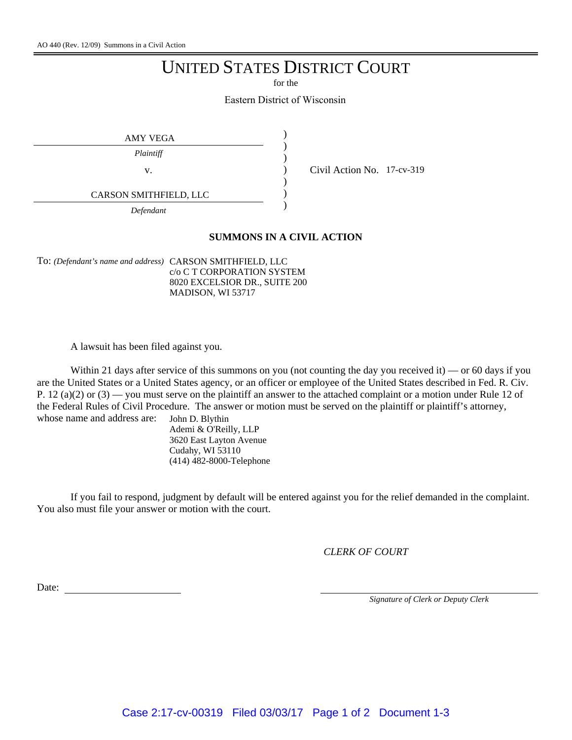AO 440 (Rev. 12/09) Summons in a Civil Action

# UNITED STATES DISTRICT COURT

for the

Eastern District of Wisconsin

| | | |
|---|---|---|
| AMY VEGA | ) | |
| *Plaintiff* | ) | |
| v. | ) | Civil Action No. 17-cv-319 |
| CARSON SMITHFIELD, LLC | ) | |
| *Defendant* | ) | |

## SUMMONS IN A CIVIL ACTION

To: *(Defendant's name and address)* CARSON SMITHFIELD, LLC
c/o C T CORPORATION SYSTEM
8020 EXCELSIOR DR., SUITE 200
MADISON, WI 53717

A lawsuit has been filed against you.

Within 21 days after service of this summons on you (not counting the day you received it) — or 60 days if you are the United States or a United States agency, or an officer or employee of the United States described in Fed. R. Civ. P. 12 (a)(2) or (3) — you must serve on the plaintiff an answer to the attached complaint or a motion under Rule 12 of the Federal Rules of Civil Procedure. The answer or motion must be served on the plaintiff or plaintiff's attorney, whose name and address are:

John D. Blythin
Ademi & O'Reilly, LLP
3620 East Layton Avenue
Cudahy, WI 53110
(414) 482-8000-Telephone

If you fail to respond, judgment by default will be entered against you for the relief demanded in the complaint. You also must file your answer or motion with the court.

*CLERK OF COURT*

Date: ____________________

____________________
*Signature of Clerk or Deputy Clerk*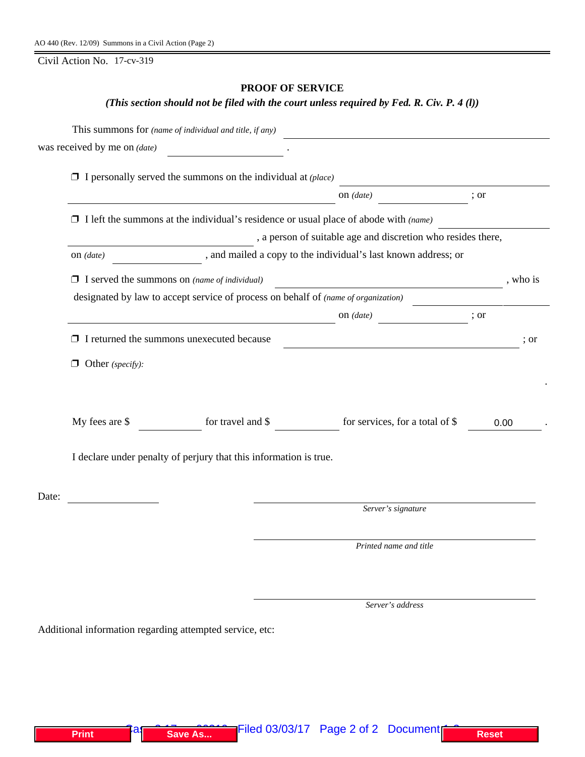AO 440 (Rev. 12/09) Summons in a Civil Action (Page 2)

Civil Action No. 17-cv-319

## PROOF OF SERVICE

***(This section should not be filed with the court unless required by Fed. R. Civ. P. 4 (l))***

This summons for *(name of individual and title, if any)* ______________________________

was received by me on *(date)* ____________________ .

❒ I personally served the summons on the individual at *(place)* ______________________________

______________________________ on *(date)* ______________ ; or

❒ I left the summons at the individual's residence or usual place of abode with *(name)* ______________

______________________________ , a person of suitable age and discretion who resides there,

on *(date)* ______________ , and mailed a copy to the individual's last known address; or

❒ I served the summons on *(name of individual)* ______________________________ , who is

designated by law to accept service of process on behalf of *(name of organization)* ______________

______________________________ on *(date)* ______________ ; or

❒ I returned the summons unexecuted because ______________________________ ; or

❒ Other *(specify)*:

.

My fees are $ __________ for travel and $ __________ for services, for a total of $ 0.00 .

I declare under penalty of perjury that this information is true.

Date: ______________

______________________________
*Server's signature*

______________________________
*Printed name and title*

______________________________
*Server's address*

Additional information regarding attempted service, etc: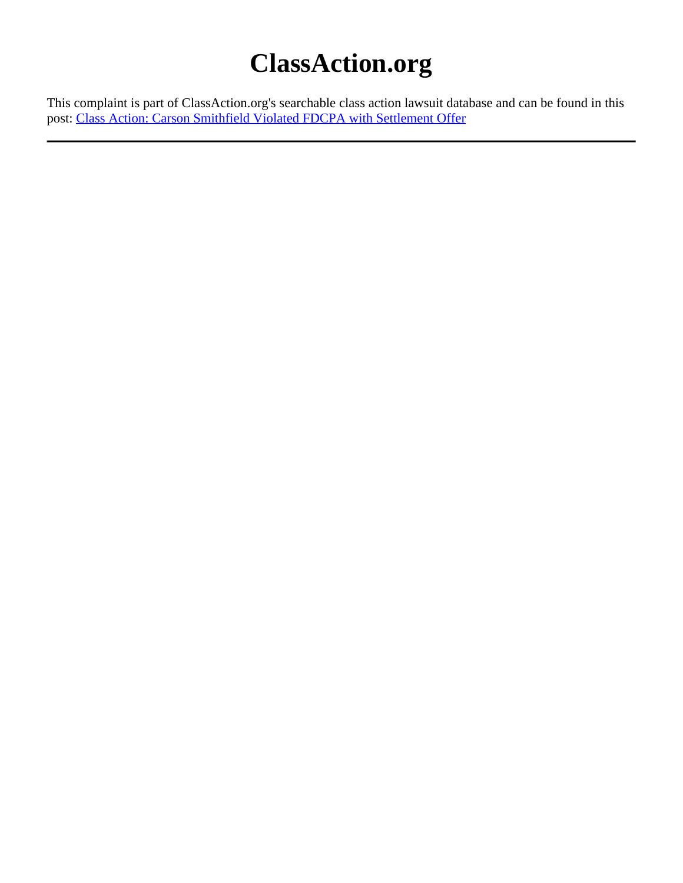# ClassAction.org

This complaint is part of ClassAction.org's searchable class action lawsuit database and can be found in this post: [Class Action: Carson Smithfield Violated FDCPA with Settlement Offer]

---